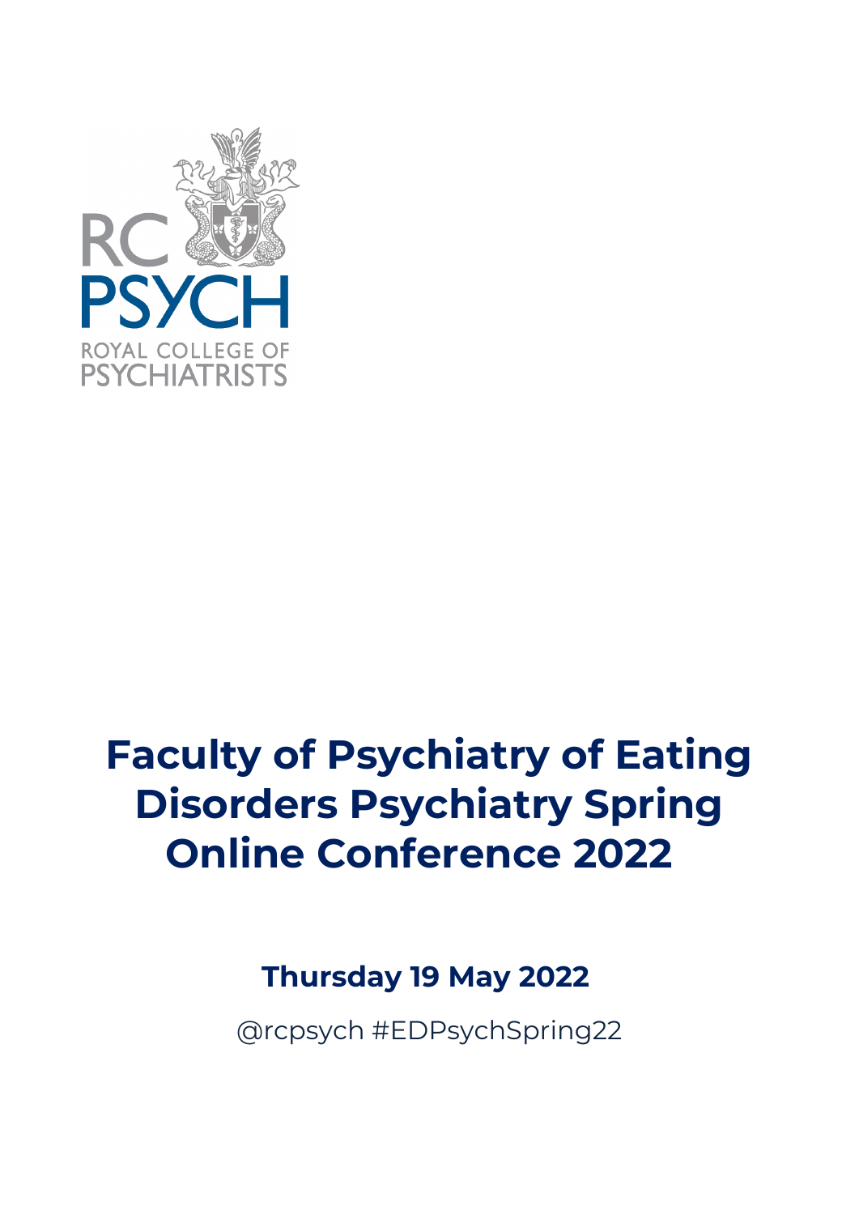RC PSYCH
ROYAL COLLEGE OF PSYCHIATRISTS

# Faculty of Psychiatry of Eating Disorders Psychiatry Spring Online Conference 2022

**Thursday 19 May 2022**

@rcpsych #EDPsychSpring22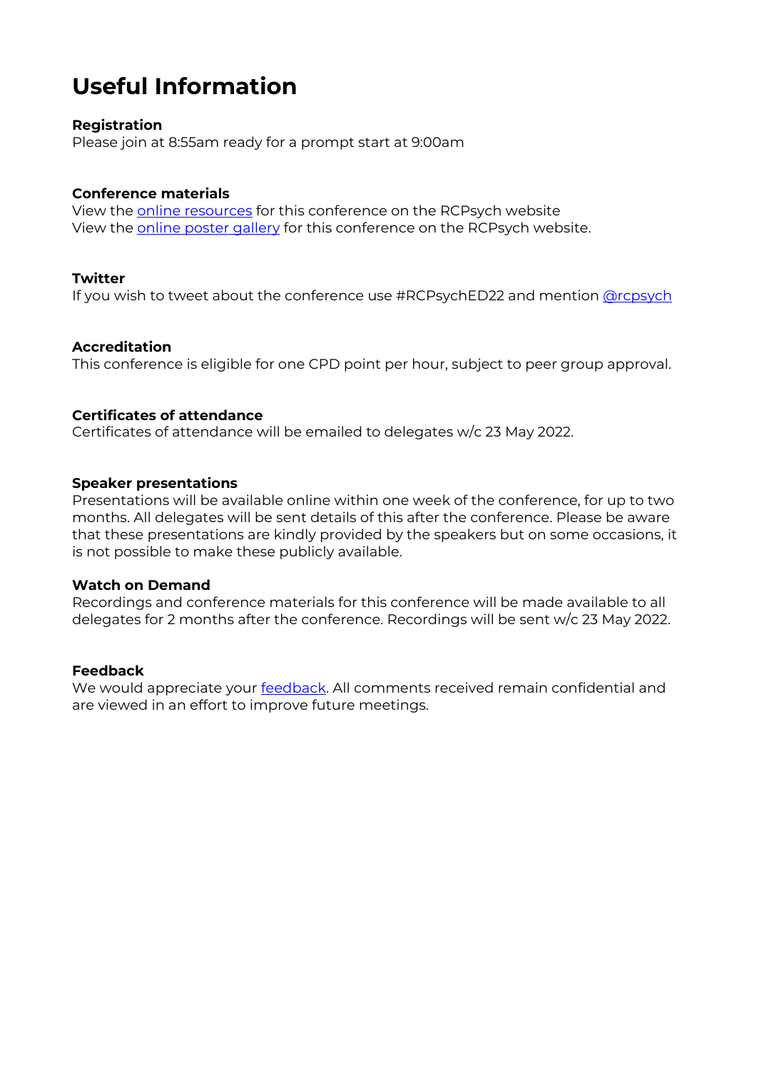# Useful Information

**Registration**
Please join at 8:55am ready for a prompt start at 9:00am

**Conference materials**
View the online resources for this conference on the RCPsych website
View the online poster gallery for this conference on the RCPsych website.

**Twitter**
If you wish to tweet about the conference use #RCPsychED22 and mention @rcpsych

**Accreditation**
This conference is eligible for one CPD point per hour, subject to peer group approval.

**Certificates of attendance**
Certificates of attendance will be emailed to delegates w/c 23 May 2022.

**Speaker presentations**
Presentations will be available online within one week of the conference, for up to two months. All delegates will be sent details of this after the conference. Please be aware that these presentations are kindly provided by the speakers but on some occasions, it is not possible to make these publicly available.

**Watch on Demand**
Recordings and conference materials for this conference will be made available to all delegates for 2 months after the conference. Recordings will be sent w/c 23 May 2022.

**Feedback**
We would appreciate your feedback. All comments received remain confidential and are viewed in an effort to improve future meetings.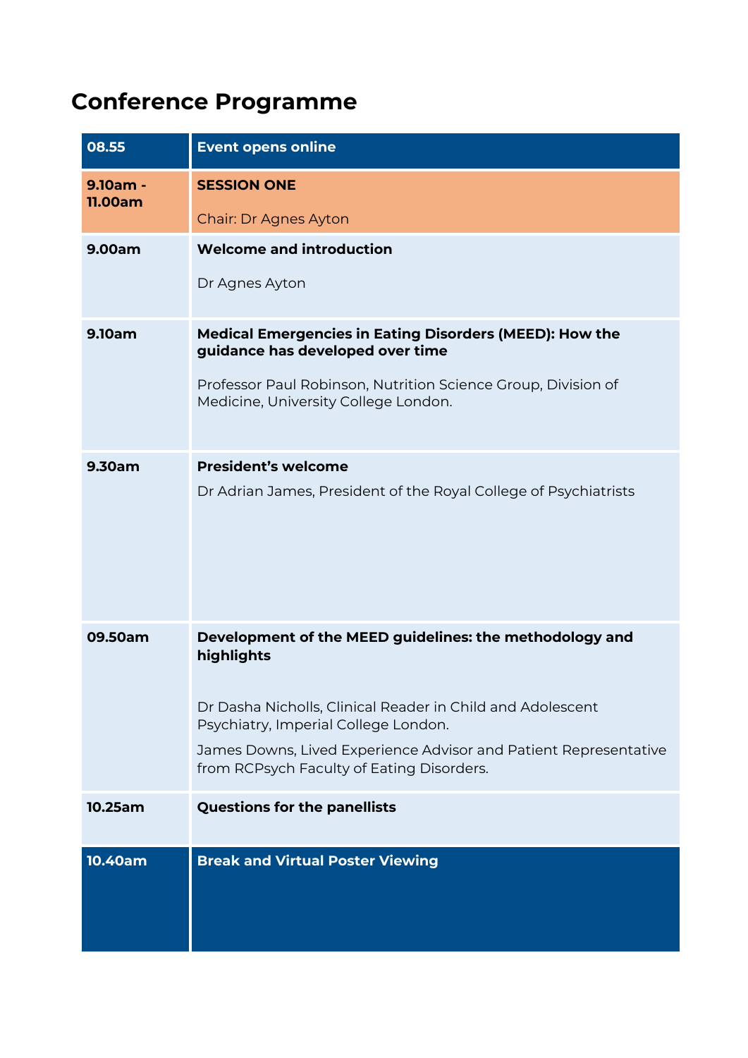# Conference Programme

| | |
|---|---|
| **08.55** | **Event opens online** |
| **9.10am - 11.00am** | **SESSION ONE**<br><br>Chair: Dr Agnes Ayton |
| **9.00am** | **Welcome and introduction**<br><br>Dr Agnes Ayton |
| **9.10am** | **Medical Emergencies in Eating Disorders (MEED): How the guidance has developed over time**<br><br>Professor Paul Robinson, Nutrition Science Group, Division of Medicine, University College London. |
| **9.30am** | **President's welcome**<br><br>Dr Adrian James, President of the Royal College of Psychiatrists |
| **09.50am** | **Development of the MEED guidelines: the methodology and highlights**<br><br>Dr Dasha Nicholls, Clinical Reader in Child and Adolescent Psychiatry, Imperial College London.<br><br>James Downs, Lived Experience Advisor and Patient Representative from RCPsych Faculty of Eating Disorders. |
| **10.25am** | **Questions for the panellists** |
| **10.40am** | **Break and Virtual Poster Viewing** |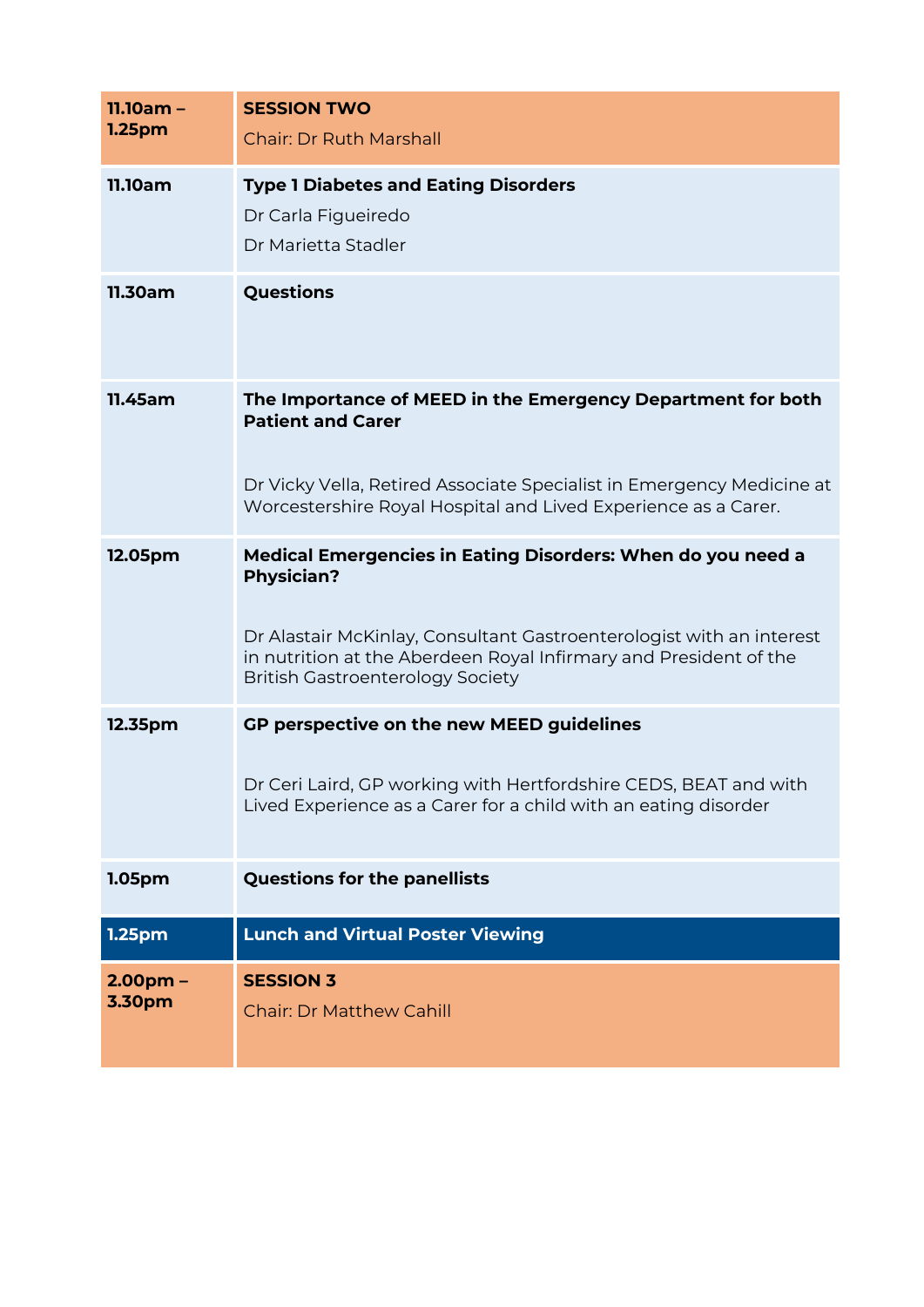| | |
|---|---|
| **11.10am – 1.25pm** | **SESSION TWO**<br>Chair: Dr Ruth Marshall |
| **11.10am** | **Type 1 Diabetes and Eating Disorders**<br>Dr Carla Figueiredo<br>Dr Marietta Stadler |
| **11.30am** | **Questions** |
| **11.45am** | **The Importance of MEED in the Emergency Department for both Patient and Carer**<br><br>Dr Vicky Vella, Retired Associate Specialist in Emergency Medicine at Worcestershire Royal Hospital and Lived Experience as a Carer. |
| **12.05pm** | **Medical Emergencies in Eating Disorders: When do you need a Physician?**<br><br>Dr Alastair McKinlay, Consultant Gastroenterologist with an interest in nutrition at the Aberdeen Royal Infirmary and President of the British Gastroenterology Society |
| **12.35pm** | **GP perspective on the new MEED guidelines**<br><br>Dr Ceri Laird, GP working with Hertfordshire CEDS, BEAT and with Lived Experience as a Carer for a child with an eating disorder |
| **1.05pm** | **Questions for the panellists** |
| **1.25pm** | **Lunch and Virtual Poster Viewing** |
| **2.00pm – 3.30pm** | **SESSION 3**<br>Chair: Dr Matthew Cahill |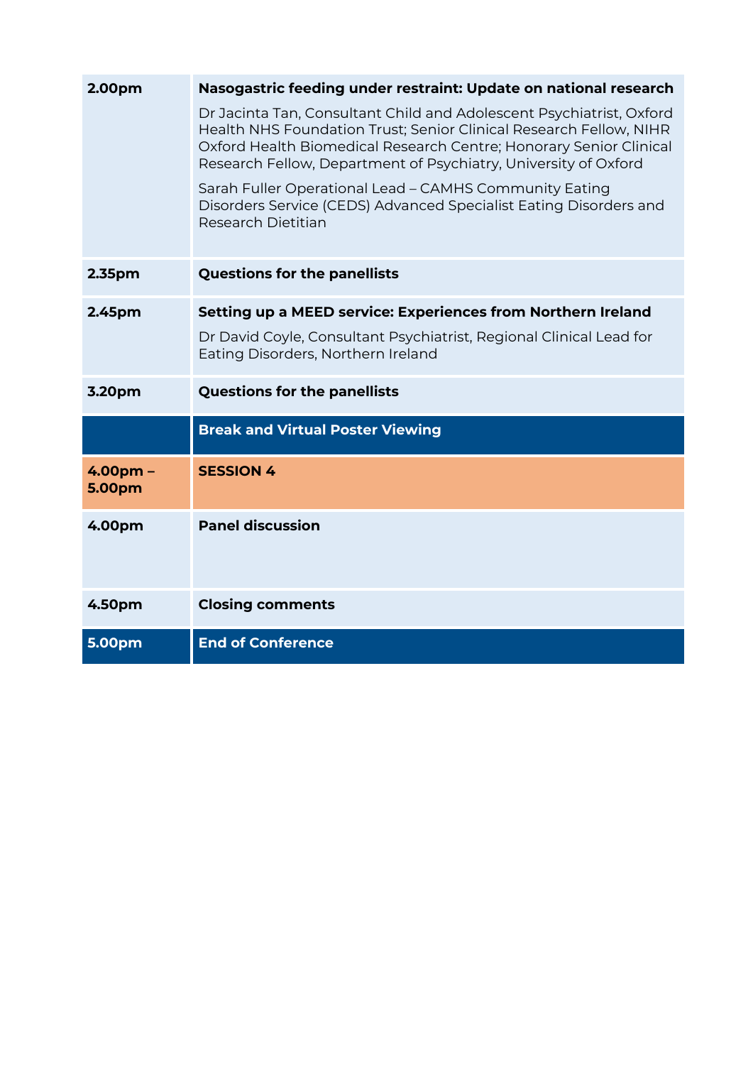| Time | Session |
|---|---|
| **2.00pm** | **Nasogastric feeding under restraint: Update on national research**<br><br>Dr Jacinta Tan, Consultant Child and Adolescent Psychiatrist, Oxford Health NHS Foundation Trust; Senior Clinical Research Fellow, NIHR Oxford Health Biomedical Research Centre; Honorary Senior Clinical Research Fellow, Department of Psychiatry, University of Oxford<br><br>Sarah Fuller Operational Lead – CAMHS Community Eating Disorders Service (CEDS) Advanced Specialist Eating Disorders and Research Dietitian |
| **2.35pm** | **Questions for the panellists** |
| **2.45pm** | **Setting up a MEED service: Experiences from Northern Ireland**<br><br>Dr David Coyle, Consultant Psychiatrist, Regional Clinical Lead for Eating Disorders, Northern Ireland |
| **3.20pm** | **Questions for the panellists** |
| | **Break and Virtual Poster Viewing** |
| **4.00pm – 5.00pm** | **SESSION 4** |
| **4.00pm** | **Panel discussion** |
| **4.50pm** | **Closing comments** |
| **5.00pm** | **End of Conference** |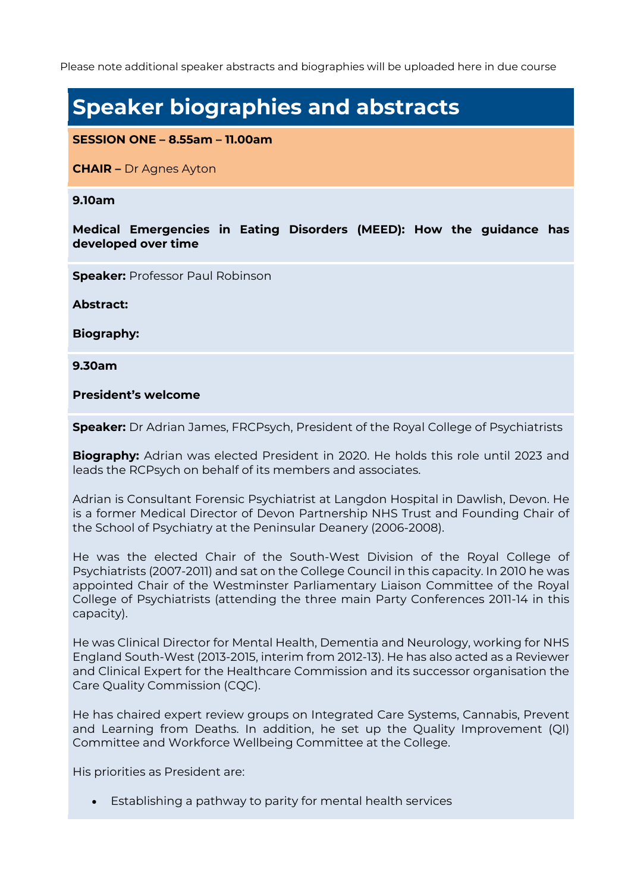Please note additional speaker abstracts and biographies will be uploaded here in due course

# Speaker biographies and abstracts

**SESSION ONE – 8.55am – 11.00am**

**CHAIR –** Dr Agnes Ayton

**9.10am**

**Medical Emergencies in Eating Disorders (MEED): How the guidance has developed over time**

**Speaker:** Professor Paul Robinson

**Abstract:**

**Biography:**

**9.30am**

**President's welcome**

**Speaker:** Dr Adrian James, FRCPsych, President of the Royal College of Psychiatrists

**Biography:** Adrian was elected President in 2020. He holds this role until 2023 and leads the RCPsych on behalf of its members and associates.

Adrian is Consultant Forensic Psychiatrist at Langdon Hospital in Dawlish, Devon. He is a former Medical Director of Devon Partnership NHS Trust and Founding Chair of the School of Psychiatry at the Peninsular Deanery (2006-2008).

He was the elected Chair of the South-West Division of the Royal College of Psychiatrists (2007-2011) and sat on the College Council in this capacity. In 2010 he was appointed Chair of the Westminster Parliamentary Liaison Committee of the Royal College of Psychiatrists (attending the three main Party Conferences 2011-14 in this capacity).

He was Clinical Director for Mental Health, Dementia and Neurology, working for NHS England South-West (2013-2015, interim from 2012-13). He has also acted as a Reviewer and Clinical Expert for the Healthcare Commission and its successor organisation the Care Quality Commission (CQC).

He has chaired expert review groups on Integrated Care Systems, Cannabis, Prevent and Learning from Deaths. In addition, he set up the Quality Improvement (QI) Committee and Workforce Wellbeing Committee at the College.

His priorities as President are:

- Establishing a pathway to parity for mental health services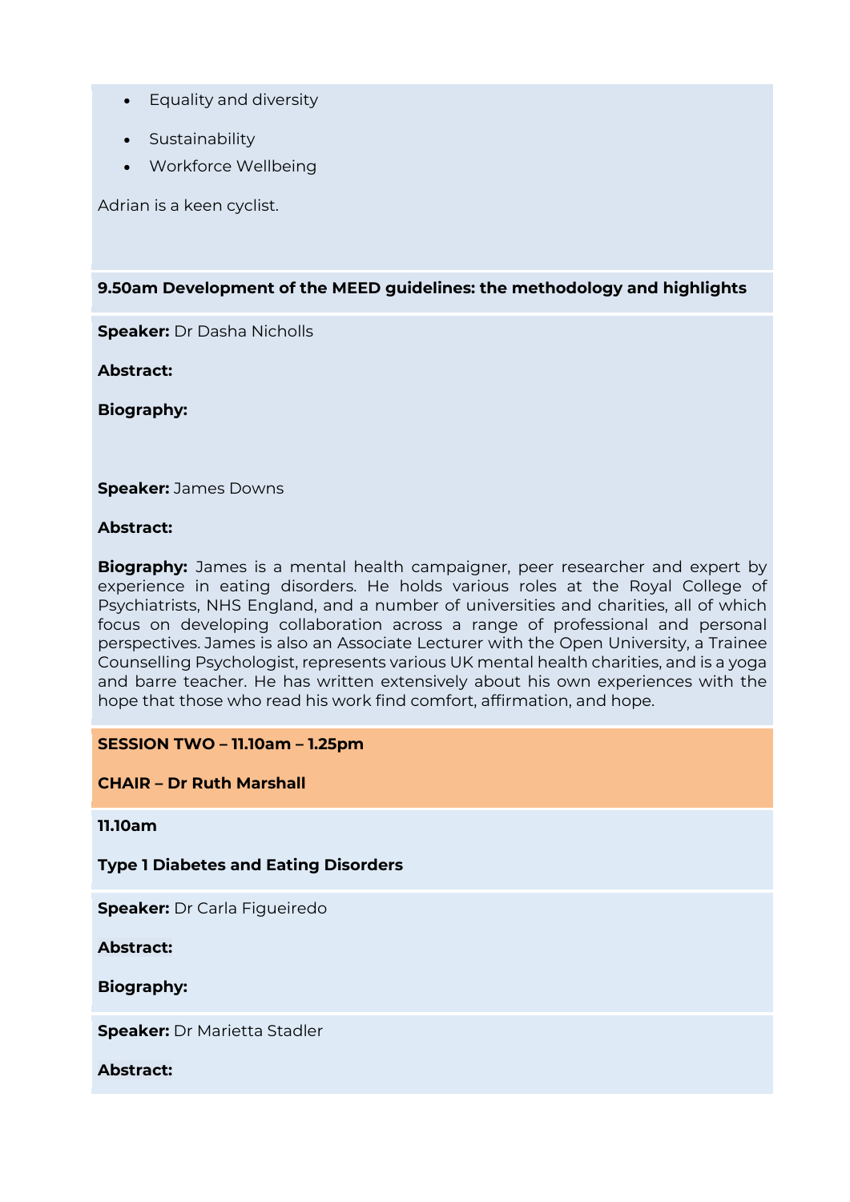- Equality and diversity
- Sustainability
- Workforce Wellbeing

Adrian is a keen cyclist.

**9.50am Development of the MEED guidelines: the methodology and highlights**

**Speaker:** Dr Dasha Nicholls

**Abstract:**

**Biography:**

**Speaker:** James Downs

**Abstract:**

**Biography:** James is a mental health campaigner, peer researcher and expert by experience in eating disorders. He holds various roles at the Royal College of Psychiatrists, NHS England, and a number of universities and charities, all of which focus on developing collaboration across a range of professional and personal perspectives. James is also an Associate Lecturer with the Open University, a Trainee Counselling Psychologist, represents various UK mental health charities, and is a yoga and barre teacher. He has written extensively about his own experiences with the hope that those who read his work find comfort, affirmation, and hope.

**SESSION TWO – 11.10am – 1.25pm**

**CHAIR – Dr Ruth Marshall**

**11.10am**

**Type 1 Diabetes and Eating Disorders**

**Speaker:** Dr Carla Figueiredo

**Abstract:**

**Biography:**

**Speaker:** Dr Marietta Stadler

**Abstract:**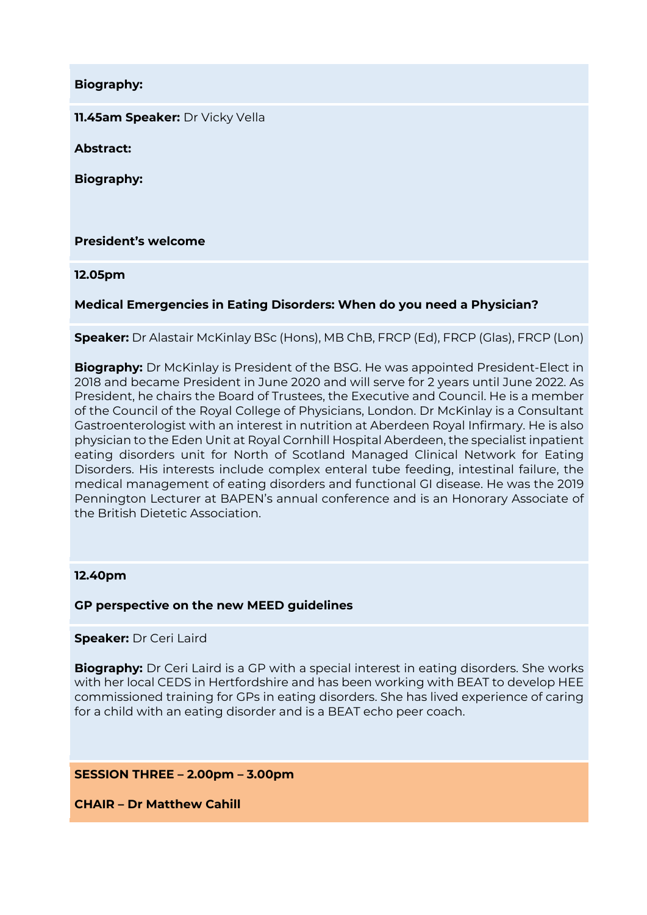**Biography:**

**11.45am Speaker:** Dr Vicky Vella

**Abstract:**

**Biography:**

**President's welcome**

**12.05pm**

**Medical Emergencies in Eating Disorders: When do you need a Physician?**

**Speaker:** Dr Alastair McKinlay BSc (Hons), MB ChB, FRCP (Ed), FRCP (Glas), FRCP (Lon)

**Biography:** Dr McKinlay is President of the BSG. He was appointed President-Elect in 2018 and became President in June 2020 and will serve for 2 years until June 2022. As President, he chairs the Board of Trustees, the Executive and Council. He is a member of the Council of the Royal College of Physicians, London. Dr McKinlay is a Consultant Gastroenterologist with an interest in nutrition at Aberdeen Royal Infirmary. He is also physician to the Eden Unit at Royal Cornhill Hospital Aberdeen, the specialist inpatient eating disorders unit for North of Scotland Managed Clinical Network for Eating Disorders. His interests include complex enteral tube feeding, intestinal failure, the medical management of eating disorders and functional GI disease. He was the 2019 Pennington Lecturer at BAPEN's annual conference and is an Honorary Associate of the British Dietetic Association.

**12.40pm**

**GP perspective on the new MEED guidelines**

**Speaker:** Dr Ceri Laird

**Biography:** Dr Ceri Laird is a GP with a special interest in eating disorders. She works with her local CEDS in Hertfordshire and has been working with BEAT to develop HEE commissioned training for GPs in eating disorders. She has lived experience of caring for a child with an eating disorder and is a BEAT echo peer coach.

**SESSION THREE – 2.00pm – 3.00pm**

**CHAIR – Dr Matthew Cahill**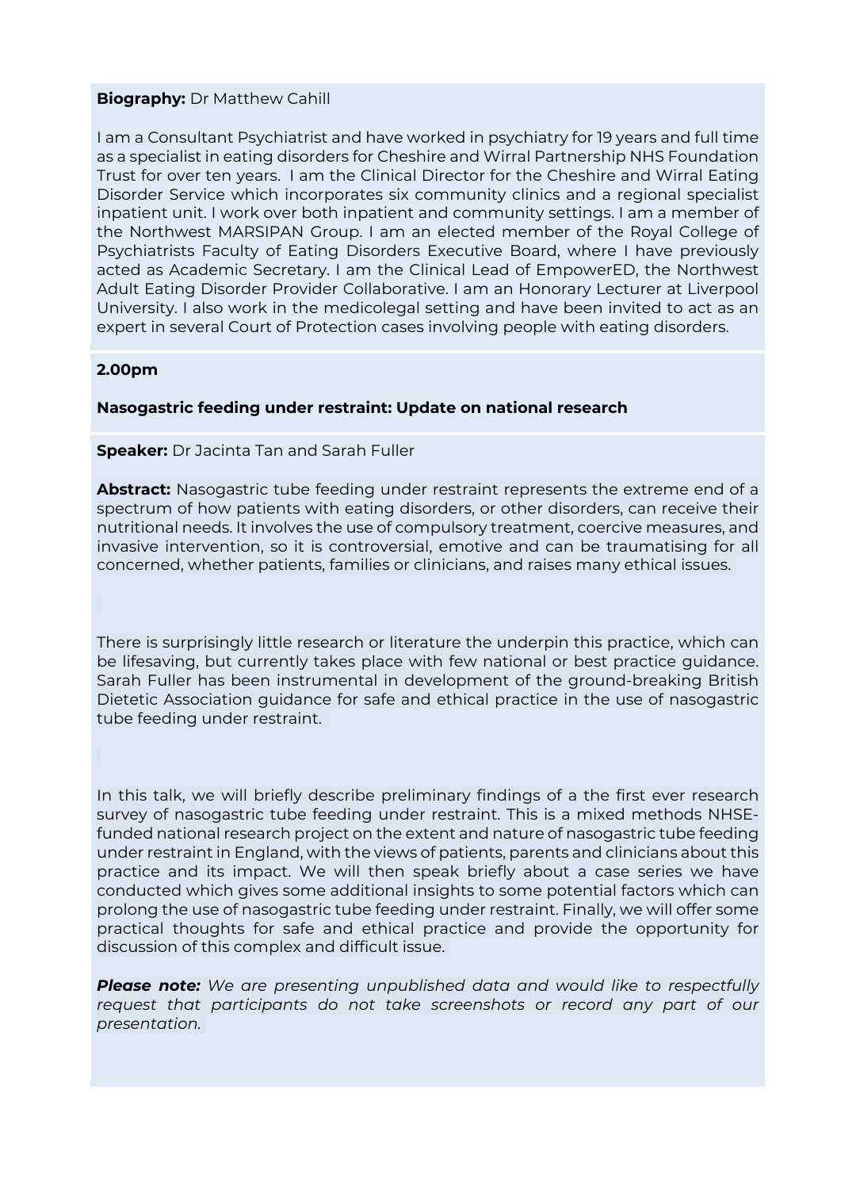**Biography:** Dr Matthew Cahill

I am a Consultant Psychiatrist and have worked in psychiatry for 19 years and full time as a specialist in eating disorders for Cheshire and Wirral Partnership NHS Foundation Trust for over ten years. I am the Clinical Director for the Cheshire and Wirral Eating Disorder Service which incorporates six community clinics and a regional specialist inpatient unit. I work over both inpatient and community settings. I am a member of the Northwest MARSIPAN Group. I am an elected member of the Royal College of Psychiatrists Faculty of Eating Disorders Executive Board, where I have previously acted as Academic Secretary. I am the Clinical Lead of EmpowerED, the Northwest Adult Eating Disorder Provider Collaborative. I am an Honorary Lecturer at Liverpool University. I also work in the medicolegal setting and have been invited to act as an expert in several Court of Protection cases involving people with eating disorders.

**2.00pm**

**Nasogastric feeding under restraint: Update on national research**

**Speaker:** Dr Jacinta Tan and Sarah Fuller

**Abstract:** Nasogastric tube feeding under restraint represents the extreme end of a spectrum of how patients with eating disorders, or other disorders, can receive their nutritional needs. It involves the use of compulsory treatment, coercive measures, and invasive intervention, so it is controversial, emotive and can be traumatising for all concerned, whether patients, families or clinicians, and raises many ethical issues.

There is surprisingly little research or literature the underpin this practice, which can be lifesaving, but currently takes place with few national or best practice guidance. Sarah Fuller has been instrumental in development of the ground-breaking British Dietetic Association guidance for safe and ethical practice in the use of nasogastric tube feeding under restraint.

In this talk, we will briefly describe preliminary findings of a the first ever research survey of nasogastric tube feeding under restraint. This is a mixed methods NHSE-funded national research project on the extent and nature of nasogastric tube feeding under restraint in England, with the views of patients, parents and clinicians about this practice and its impact. We will then speak briefly about a case series we have conducted which gives some additional insights to some potential factors which can prolong the use of nasogastric tube feeding under restraint. Finally, we will offer some practical thoughts for safe and ethical practice and provide the opportunity for discussion of this complex and difficult issue.

***Please note:*** *We are presenting unpublished data and would like to respectfully request that participants do not take screenshots or record any part of our presentation.*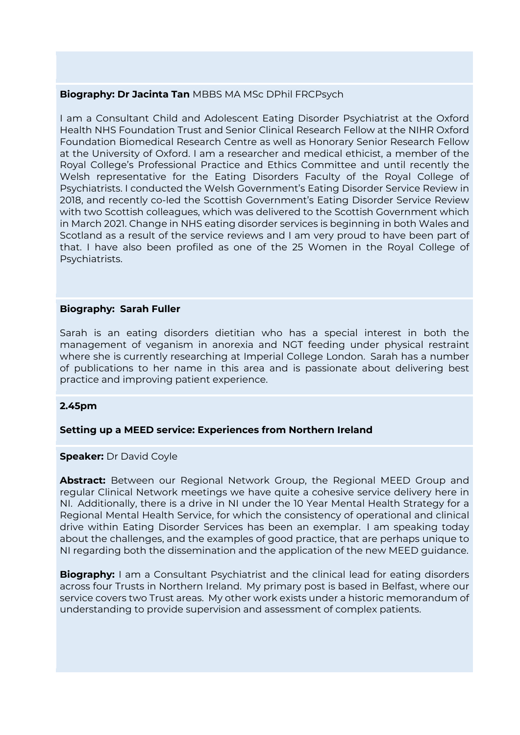**Biography: Dr Jacinta Tan** MBBS MA MSc DPhil FRCPsych

I am a Consultant Child and Adolescent Eating Disorder Psychiatrist at the Oxford Health NHS Foundation Trust and Senior Clinical Research Fellow at the NIHR Oxford Foundation Biomedical Research Centre as well as Honorary Senior Research Fellow at the University of Oxford. I am a researcher and medical ethicist, a member of the Royal College's Professional Practice and Ethics Committee and until recently the Welsh representative for the Eating Disorders Faculty of the Royal College of Psychiatrists. I conducted the Welsh Government's Eating Disorder Service Review in 2018, and recently co-led the Scottish Government's Eating Disorder Service Review with two Scottish colleagues, which was delivered to the Scottish Government which in March 2021. Change in NHS eating disorder services is beginning in both Wales and Scotland as a result of the service reviews and I am very proud to have been part of that. I have also been profiled as one of the 25 Women in the Royal College of Psychiatrists.

**Biography: Sarah Fuller**

Sarah is an eating disorders dietitian who has a special interest in both the management of veganism in anorexia and NGT feeding under physical restraint where she is currently researching at Imperial College London. Sarah has a number of publications to her name in this area and is passionate about delivering best practice and improving patient experience.

**2.45pm**

**Setting up a MEED service: Experiences from Northern Ireland**

**Speaker:** Dr David Coyle

**Abstract:** Between our Regional Network Group, the Regional MEED Group and regular Clinical Network meetings we have quite a cohesive service delivery here in NI. Additionally, there is a drive in NI under the 10 Year Mental Health Strategy for a Regional Mental Health Service, for which the consistency of operational and clinical drive within Eating Disorder Services has been an exemplar. I am speaking today about the challenges, and the examples of good practice, that are perhaps unique to NI regarding both the dissemination and the application of the new MEED guidance.

**Biography:** I am a Consultant Psychiatrist and the clinical lead for eating disorders across four Trusts in Northern Ireland. My primary post is based in Belfast, where our service covers two Trust areas. My other work exists under a historic memorandum of understanding to provide supervision and assessment of complex patients.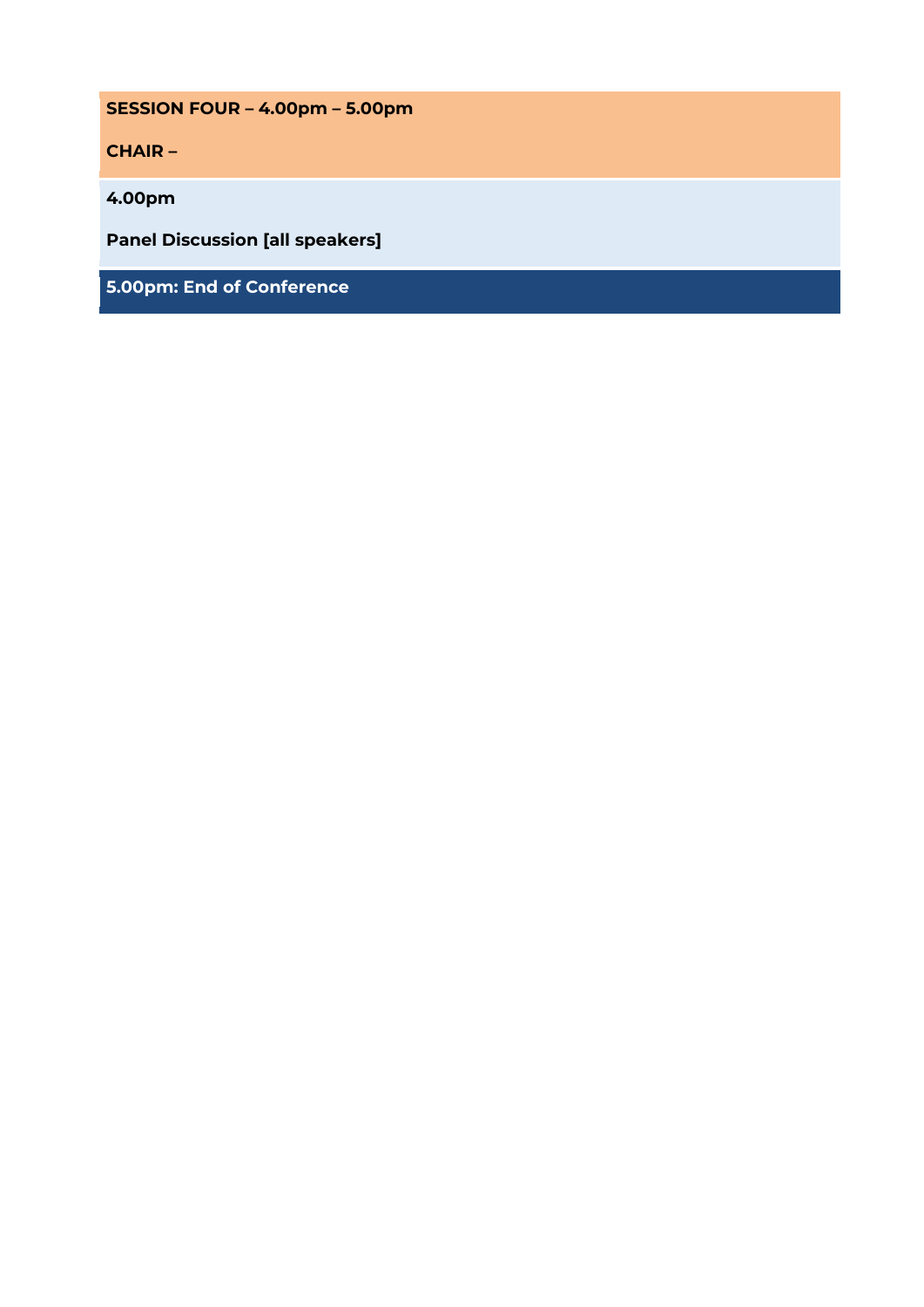**SESSION FOUR – 4.00pm – 5.00pm**

**CHAIR –**

**4.00pm**

**Panel Discussion [all speakers]**

**5.00pm: End of Conference**